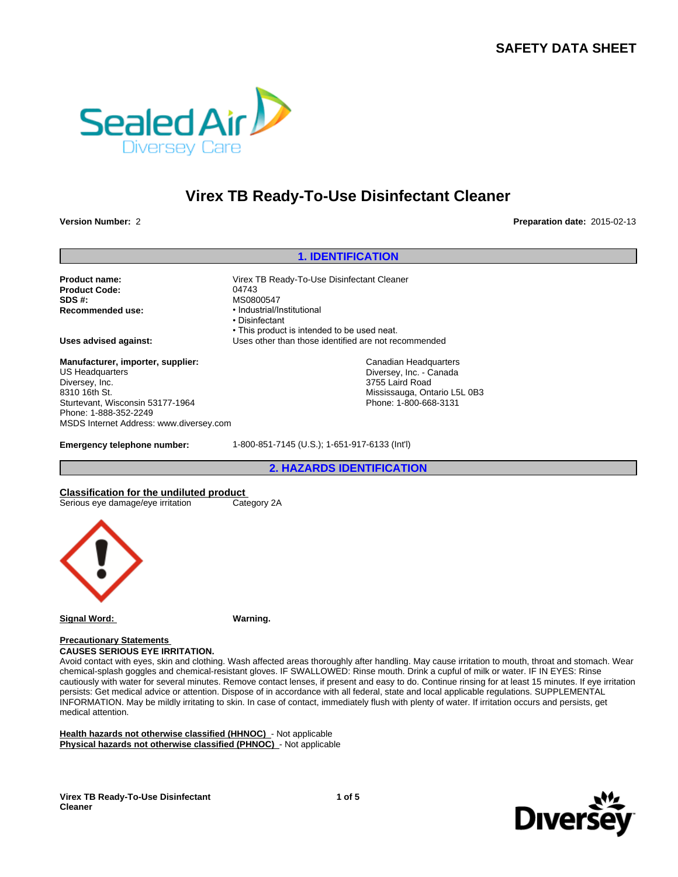# SAFETY DATA SHEET

# Virex TB Ready-To-Use Disinfectant Cleaner

**Version Number:** 2

**Preparation date:** 2015-02-13

## 1. IDENTIFICATION

**Product name:** Virex TB Ready-To-Use Disinfectant Cleaner
**Product Code:** 04743
**SDS #:** MS0800547
**Recommended use:**
- Industrial/Institutional
- Disinfectant
- This product is intended to be used neat.

**Uses advised against:** Uses other than those identified are not recommended

**Manufacturer, importer, supplier:**
US Headquarters
Diversey, Inc.
8310 16th St.
Sturtevant, Wisconsin 53177-1964
Phone: 1-888-352-2249
MSDS Internet Address: www.diversey.com

Canadian Headquarters
Diversey, Inc. - Canada
3755 Laird Road
Mississauga, Ontario L5L 0B3
Phone: 1-800-668-3131

**Emergency telephone number:** 1-800-851-7145 (U.S.); 1-651-917-6133 (Int'l)

## 2. HAZARDS IDENTIFICATION

**Classification for the undiluted product**

Serious eye damage/eye irritation — Category 2A

**Signal Word:** **Warning.**

**Precautionary Statements**

**CAUSES SERIOUS EYE IRRITATION.**
Avoid contact with eyes, skin and clothing. Wash affected areas thoroughly after handling. May cause irritation to mouth, throat and stomach. Wear chemical-splash goggles and chemical-resistant gloves. IF SWALLOWED: Rinse mouth. Drink a cupful of milk or water. IF IN EYES: Rinse cautiously with water for several minutes. Remove contact lenses, if present and easy to do. Continue rinsing for at least 15 minutes. If eye irritation persists: Get medical advice or attention. Dispose of in accordance with all federal, state and local applicable regulations. SUPPLEMENTAL INFORMATION. May be mildly irritating to skin. In case of contact, immediately flush with plenty of water. If irritation occurs and persists, get medical attention.

**Health hazards not otherwise classified (HHNOC)** - Not applicable
**Physical hazards not otherwise classified (PHNOC)** - Not applicable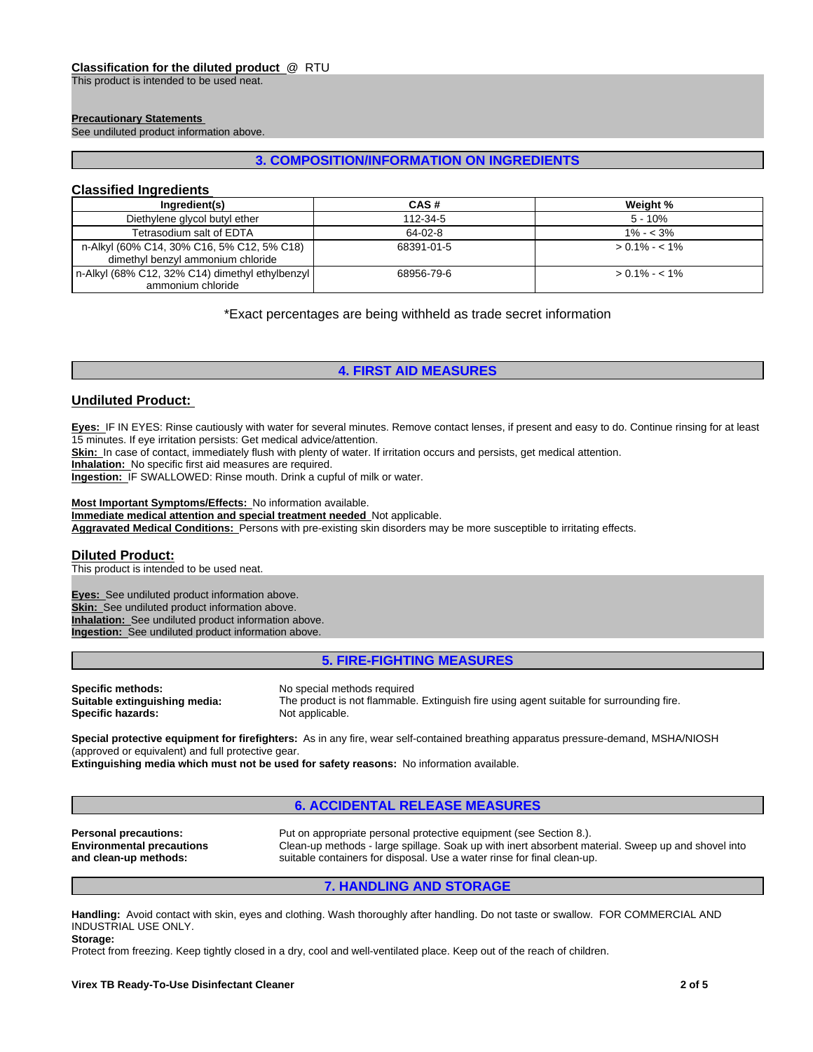**Classification for the diluted product** @ RTU

This product is intended to be used neat.

**Precautionary Statements**

See undiluted product information above.

## 3. COMPOSITION/INFORMATION ON INGREDIENTS

### Classified Ingredients

| Ingredient(s) | CAS # | Weight % |
|---|---|---|
| Diethylene glycol butyl ether | 112-34-5 | 5 - 10% |
| Tetrasodium salt of EDTA | 64-02-8 | 1% - < 3% |
| n-Alkyl (60% C14, 30% C16, 5% C12, 5% C18) dimethyl benzyl ammonium chloride | 68391-01-5 | > 0.1% - < 1% |
| n-Alkyl (68% C12, 32% C14) dimethyl ethylbenzyl ammonium chloride | 68956-79-6 | > 0.1% - < 1% |

*Exact percentages are being withheld as trade secret information

## 4. FIRST AID MEASURES

### Undiluted Product:

**Eyes:** IF IN EYES: Rinse cautiously with water for several minutes. Remove contact lenses, if present and easy to do. Continue rinsing for at least 15 minutes. If eye irritation persists: Get medical advice/attention.
**Skin:** In case of contact, immediately flush with plenty of water. If irritation occurs and persists, get medical attention.
**Inhalation:** No specific first aid measures are required.
**Ingestion:** IF SWALLOWED: Rinse mouth. Drink a cupful of milk or water.

**Most Important Symptoms/Effects:** No information available.
**Immediate medical attention and special treatment needed** Not applicable.
**Aggravated Medical Conditions:** Persons with pre-existing skin disorders may be more susceptible to irritating effects.

### Diluted Product:

This product is intended to be used neat.

**Eyes:** See undiluted product information above.
**Skin:** See undiluted product information above.
**Inhalation:** See undiluted product information above.
**Ingestion:** See undiluted product information above.

## 5. FIRE-FIGHTING MEASURES

**Specific methods:** No special methods required
**Suitable extinguishing media:** The product is not flammable. Extinguish fire using agent suitable for surrounding fire.
**Specific hazards:** Not applicable.

**Special protective equipment for firefighters:** As in any fire, wear self-contained breathing apparatus pressure-demand, MSHA/NIOSH (approved or equivalent) and full protective gear.
**Extinguishing media which must not be used for safety reasons:** No information available.

## 6. ACCIDENTAL RELEASE MEASURES

**Personal precautions:** Put on appropriate personal protective equipment (see Section 8.).
**Environmental precautions and clean-up methods:** Clean-up methods - large spillage. Soak up with inert absorbent material. Sweep up and shovel into suitable containers for disposal. Use a water rinse for final clean-up.

## 7. HANDLING AND STORAGE

**Handling:** Avoid contact with skin, eyes and clothing. Wash thoroughly after handling. Do not taste or swallow. FOR COMMERCIAL AND INDUSTRIAL USE ONLY.
**Storage:**
Protect from freezing. Keep tightly closed in a dry, cool and well-ventilated place. Keep out of the reach of children.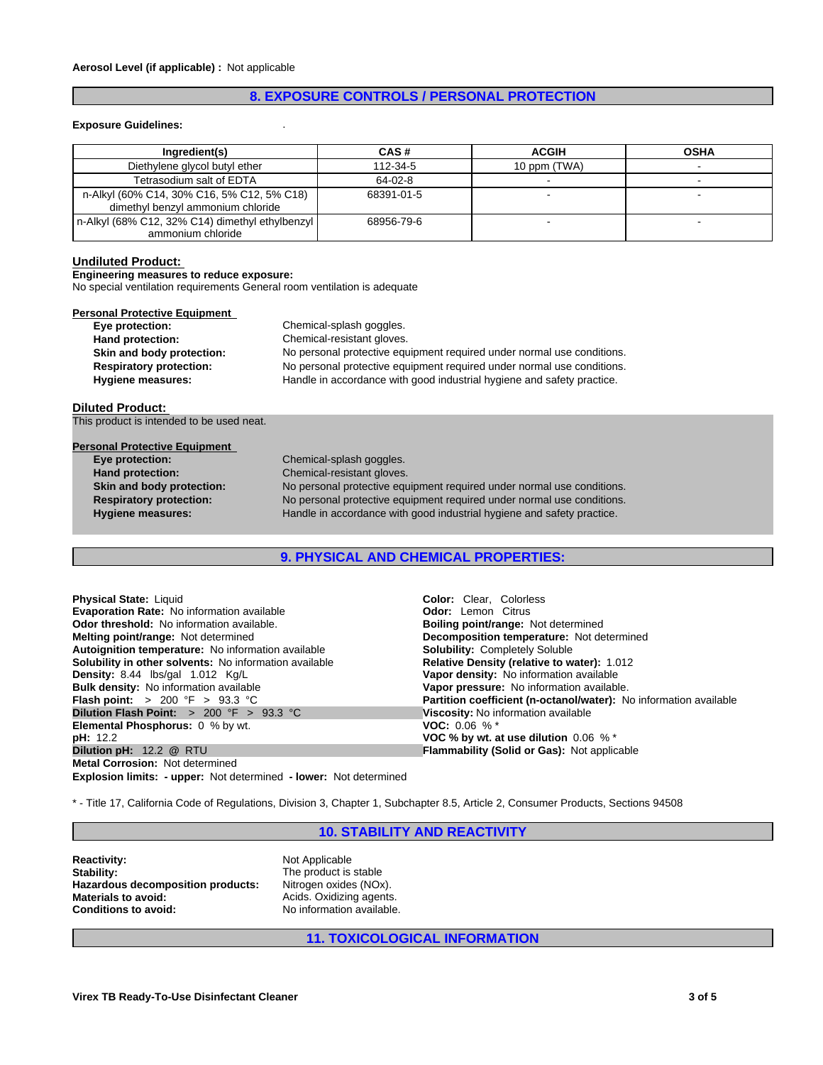**Aerosol Level (if applicable) :** Not applicable

## 8. EXPOSURE CONTROLS / PERSONAL PROTECTION

**Exposure Guidelines:** .

| Ingredient(s) | CAS # | ACGIH | OSHA |
|---|---|---|---|
| Diethylene glycol butyl ether | 112-34-5 | 10 ppm (TWA) | - |
| Tetrasodium salt of EDTA | 64-02-8 | - | - |
| n-Alkyl (60% C14, 30% C16, 5% C12, 5% C18) dimethyl benzyl ammonium chloride | 68391-01-5 | - | - |
| n-Alkyl (68% C12, 32% C14) dimethyl ethylbenzyl ammonium chloride | 68956-79-6 | - | - |

### Undiluted Product:

**Engineering measures to reduce exposure:**
No special ventilation requirements General room ventilation is adequate

**Personal Protective Equipment**

- **Eye protection:** Chemical-splash goggles.
- **Hand protection:** Chemical-resistant gloves.
- **Skin and body protection:** No personal protective equipment required under normal use conditions.
- **Respiratory protection:** No personal protective equipment required under normal use conditions.
- **Hygiene measures:** Handle in accordance with good industrial hygiene and safety practice.

### Diluted Product:

This product is intended to be used neat.

**Personal Protective Equipment**

- **Eye protection:** Chemical-splash goggles.
- **Hand protection:** Chemical-resistant gloves.
- **Skin and body protection:** No personal protective equipment required under normal use conditions.
- **Respiratory protection:** No personal protective equipment required under normal use conditions.
- **Hygiene measures:** Handle in accordance with good industrial hygiene and safety practice.

## 9. PHYSICAL AND CHEMICAL PROPERTIES:

**Physical State:** Liquid
**Evaporation Rate:** No information available
**Odor threshold:** No information available.
**Melting point/range:** Not determined
**Autoignition temperature:** No information available
**Solubility in other solvents:** No information available
**Density:** 8.44 lbs/gal 1.012 Kg/L
**Bulk density:** No information available
**Flash point:** > 200 °F > 93.3 °C
**Dilution Flash Point:** > 200 °F > 93.3 °C
**Elemental Phosphorus:** 0 % by wt.
**pH:** 12.2
**Dilution pH:** 12.2 @ RTU
**Metal Corrosion:** Not determined
**Explosion limits:** **- upper:** Not determined **- lower:** Not determined

**Color:** Clear, Colorless
**Odor:** Lemon Citrus
**Boiling point/range:** Not determined
**Decomposition temperature:** Not determined
**Solubility:** Completely Soluble
**Relative Density (relative to water):** 1.012
**Vapor density:** No information available
**Vapor pressure:** No information available.
**Partition coefficient (n-octanol/water):** No information available
**Viscosity:** No information available
**VOC:** 0.06 % *
**VOC % by wt. at use dilution** 0.06 % *
**Flammability (Solid or Gas):** Not applicable

\* - Title 17, California Code of Regulations, Division 3, Chapter 1, Subchapter 8.5, Article 2, Consumer Products, Sections 94508

## 10. STABILITY AND REACTIVITY

- **Reactivity:** Not Applicable
- **Stability:** The product is stable
- **Hazardous decomposition products:** Nitrogen oxides (NOx).
- **Materials to avoid:** Acids. Oxidizing agents.
- **Conditions to avoid:** No information available.

## 11. TOXICOLOGICAL INFORMATION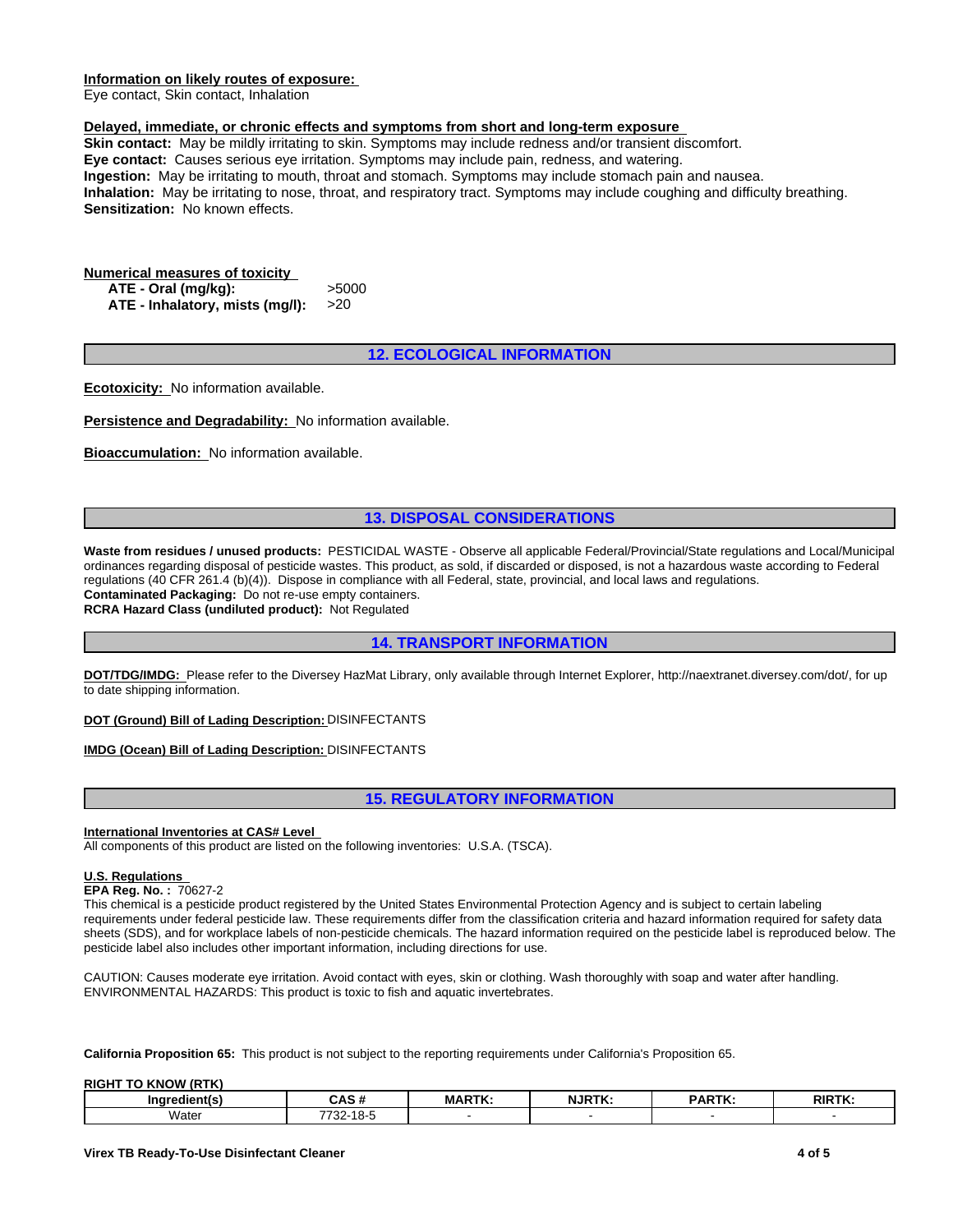**Information on likely routes of exposure:**
Eye contact, Skin contact, Inhalation

**Delayed, immediate, or chronic effects and symptoms from short and long-term exposure**
**Skin contact:** May be mildly irritating to skin. Symptoms may include redness and/or transient discomfort.
**Eye contact:** Causes serious eye irritation. Symptoms may include pain, redness, and watering.
**Ingestion:** May be irritating to mouth, throat and stomach. Symptoms may include stomach pain and nausea.
**Inhalation:** May be irritating to nose, throat, and respiratory tract. Symptoms may include coughing and difficulty breathing.
**Sensitization:** No known effects.

**Numerical measures of toxicity**

| | |
|---|---|
| **ATE - Oral (mg/kg):** | >5000 |
| **ATE - Inhalatory, mists (mg/l):** | >20 |

## 12. ECOLOGICAL INFORMATION

**Ecotoxicity:** No information available.

**Persistence and Degradability:** No information available.

**Bioaccumulation:** No information available.

## 13. DISPOSAL CONSIDERATIONS

**Waste from residues / unused products:** PESTICIDAL WASTE - Observe all applicable Federal/Provincial/State regulations and Local/Municipal ordinances regarding disposal of pesticide wastes. This product, as sold, if discarded or disposed, is not a hazardous waste according to Federal regulations (40 CFR 261.4 (b)(4)). Dispose in compliance with all Federal, state, provincial, and local laws and regulations.
**Contaminated Packaging:** Do not re-use empty containers.
**RCRA Hazard Class (undiluted product):** Not Regulated

## 14. TRANSPORT INFORMATION

**DOT/TDG/IMDG:** Please refer to the Diversey HazMat Library, only available through Internet Explorer, http://naextranet.diversey.com/dot/, for up to date shipping information.

**DOT (Ground) Bill of Lading Description:** DISINFECTANTS

**IMDG (Ocean) Bill of Lading Description:** DISINFECTANTS

## 15. REGULATORY INFORMATION

**International Inventories at CAS# Level**
All components of this product are listed on the following inventories: U.S.A. (TSCA).

**U.S. Regulations**
**EPA Reg. No. :** 70627-2
This chemical is a pesticide product registered by the United States Environmental Protection Agency and is subject to certain labeling requirements under federal pesticide law. These requirements differ from the classification criteria and hazard information required for safety data sheets (SDS), and for workplace labels of non-pesticide chemicals. The hazard information required on the pesticide label is reproduced below. The pesticide label also includes other important information, including directions for use.

CAUTION: Causes moderate eye irritation. Avoid contact with eyes, skin or clothing. Wash thoroughly with soap and water after handling.
ENVIRONMENTAL HAZARDS: This product is toxic to fish and aquatic invertebrates.

**California Proposition 65:** This product is not subject to the reporting requirements under California's Proposition 65.

**RIGHT TO KNOW (RTK)**

| Ingredient(s) | CAS # | MARTK: | NJRTK: | PARTK: | RIRTK: |
|---|---|---|---|---|---|
| Water | 7732-18-5 | - | - | - | - |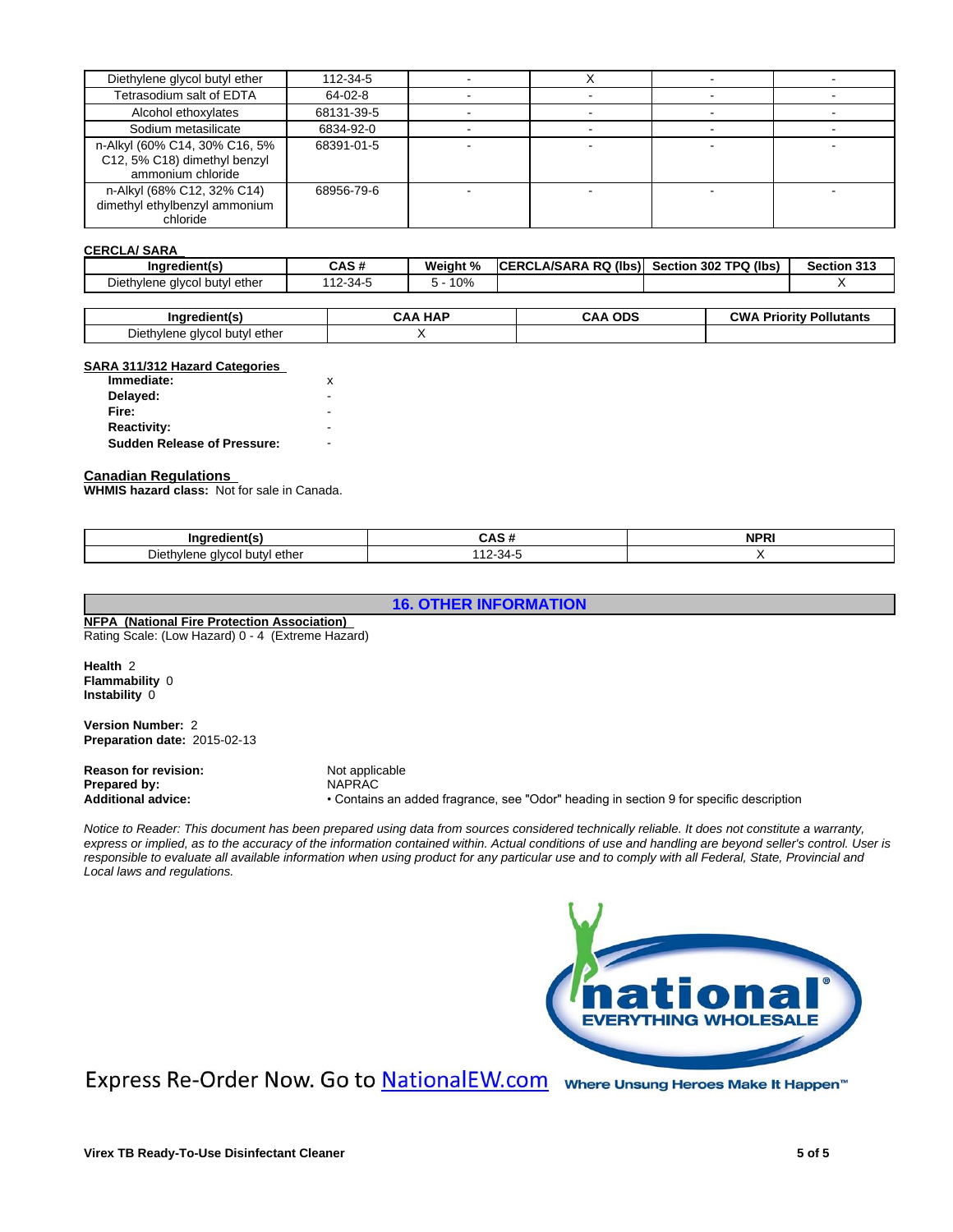| | | | | | |
|---|---|---|---|---|---|
| Diethylene glycol butyl ether | 112-34-5 | - | X | - | - |
| Tetrasodium salt of EDTA | 64-02-8 | - | - | - | - |
| Alcohol ethoxylates | 68131-39-5 | - | - | - | - |
| Sodium metasilicate | 6834-92-0 | - | - | - | - |
| n-Alkyl (60% C14, 30% C16, 5% C12, 5% C18) dimethyl benzyl ammonium chloride | 68391-01-5 | - | - | - | - |
| n-Alkyl (68% C12, 32% C14) dimethyl ethylbenzyl ammonium chloride | 68956-79-6 | - | - | - | - |

**CERCLA/ SARA**

| Ingredient(s) | CAS # | Weight % | CERCLA/SARA RQ (lbs) | Section 302 TPQ (lbs) | Section 313 |
|---|---|---|---|---|---|
| Diethylene glycol butyl ether | 112-34-5 | 5 - 10% | | | X |

| Ingredient(s) | CAA HAP | CAA ODS | CWA Priority Pollutants |
|---|---|---|---|
| Diethylene glycol butyl ether | X | | |

**SARA 311/312 Hazard Categories**

**Immediate:** x
**Delayed:** -
**Fire:** -
**Reactivity:** -
**Sudden Release of Pressure:** -

**Canadian Regulations**

**WHMIS hazard class:** Not for sale in Canada.

| Ingredient(s) | CAS # | NPRI |
|---|---|---|
| Diethylene glycol butyl ether | 112-34-5 | X |

## 16. OTHER INFORMATION

**NFPA (National Fire Protection Association)**
Rating Scale: (Low Hazard) 0 - 4 (Extreme Hazard)

**Health** 2
**Flammability** 0
**Instability** 0

**Version Number:** 2
**Preparation date:** 2015-02-13

**Reason for revision:** Not applicable
**Prepared by:** NAPRAC
**Additional advice:** • Contains an added fragrance, see "Odor" heading in section 9 for specific description

*Notice to Reader: This document has been prepared using data from sources considered technically reliable. It does not constitute a warranty, express or implied, as to the accuracy of the information contained within. Actual conditions of use and handling are beyond seller's control. User is responsible to evaluate all available information when using product for any particular use and to comply with all Federal, State, Provincial and Local laws and regulations.*

national® EVERYTHING WHOLESALE

Express Re-Order Now. Go to NationalEW.com Where Unsung Heroes Make It Happen™

Virex TB Ready-To-Use Disinfectant Cleaner